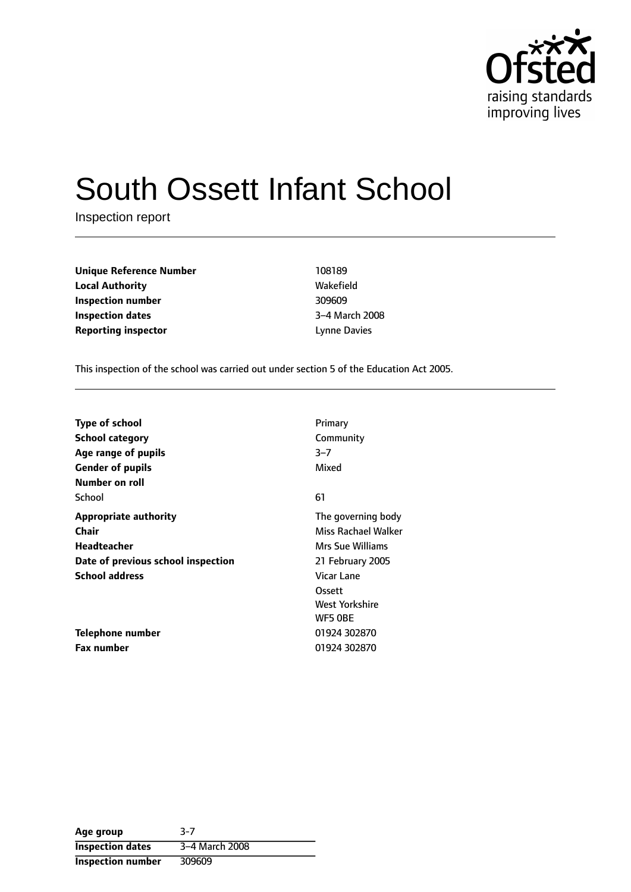Ofsted
raising standards
improving lives

# South Ossett Infant School

Inspection report

| | |
|---|---|
| **Unique Reference Number** | 108189 |
| **Local Authority** | Wakefield |
| **Inspection number** | 309609 |
| **Inspection dates** | 3–4 March 2008 |
| **Reporting inspector** | Lynne Davies |

This inspection of the school was carried out under section 5 of the Education Act 2005.

| | |
|---|---|
| **Type of school** | Primary |
| **School category** | Community |
| **Age range of pupils** | 3–7 |
| **Gender of pupils** | Mixed |
| **Number on roll** | |
| School | 61 |
| **Appropriate authority** | The governing body |
| **Chair** | Miss Rachael Walker |
| **Headteacher** | Mrs Sue Williams |
| **Date of previous school inspection** | 21 February 2005 |
| **School address** | Vicar Lane<br>Ossett<br>West Yorkshire<br>WF5 0BE |
| **Telephone number** | 01924 302870 |
| **Fax number** | 01924 302870 |

| | |
|---|---|
| **Age group** | 3-7 |
| **Inspection dates** | 3–4 March 2008 |
| **Inspection number** | 309609 |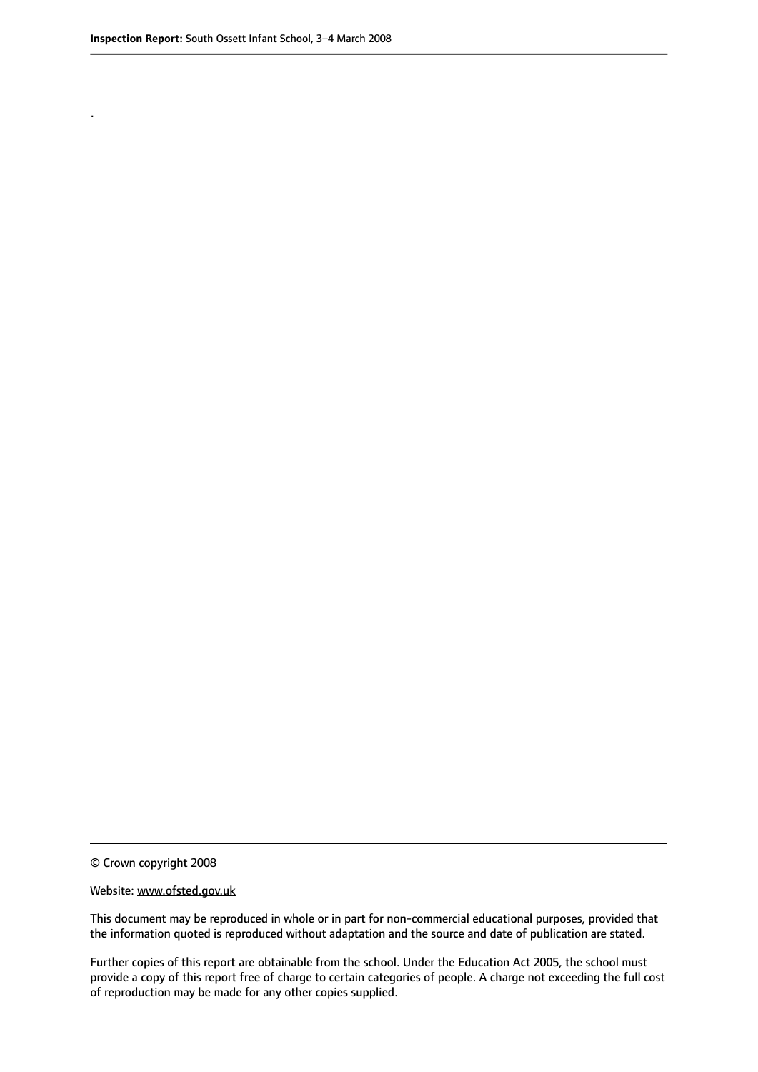.

© Crown copyright 2008

Website: www.ofsted.gov.uk

This document may be reproduced in whole or in part for non-commercial educational purposes, provided that the information quoted is reproduced without adaptation and the source and date of publication are stated.

Further copies of this report are obtainable from the school. Under the Education Act 2005, the school must provide a copy of this report free of charge to certain categories of people. A charge not exceeding the full cost of reproduction may be made for any other copies supplied.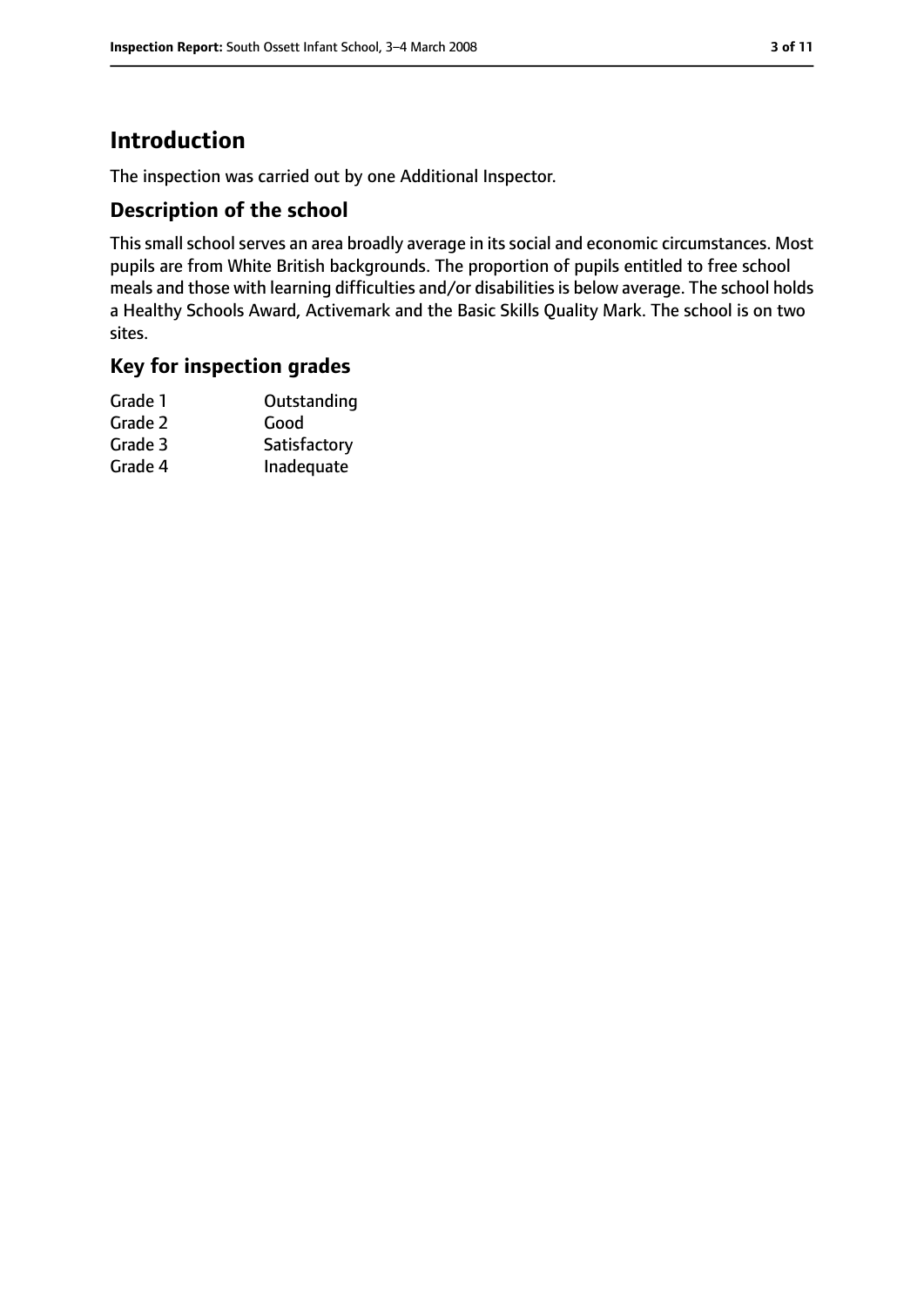# Introduction

The inspection was carried out by one Additional Inspector.

## Description of the school

This small school serves an area broadly average in its social and economic circumstances. Most pupils are from White British backgrounds. The proportion of pupils entitled to free school meals and those with learning difficulties and/or disabilities is below average. The school holds a Healthy Schools Award, Activemark and the Basic Skills Quality Mark. The school is on two sites.

## Key for inspection grades

| | |
|---|---|
| Grade 1 | Outstanding |
| Grade 2 | Good |
| Grade 3 | Satisfactory |
| Grade 4 | Inadequate |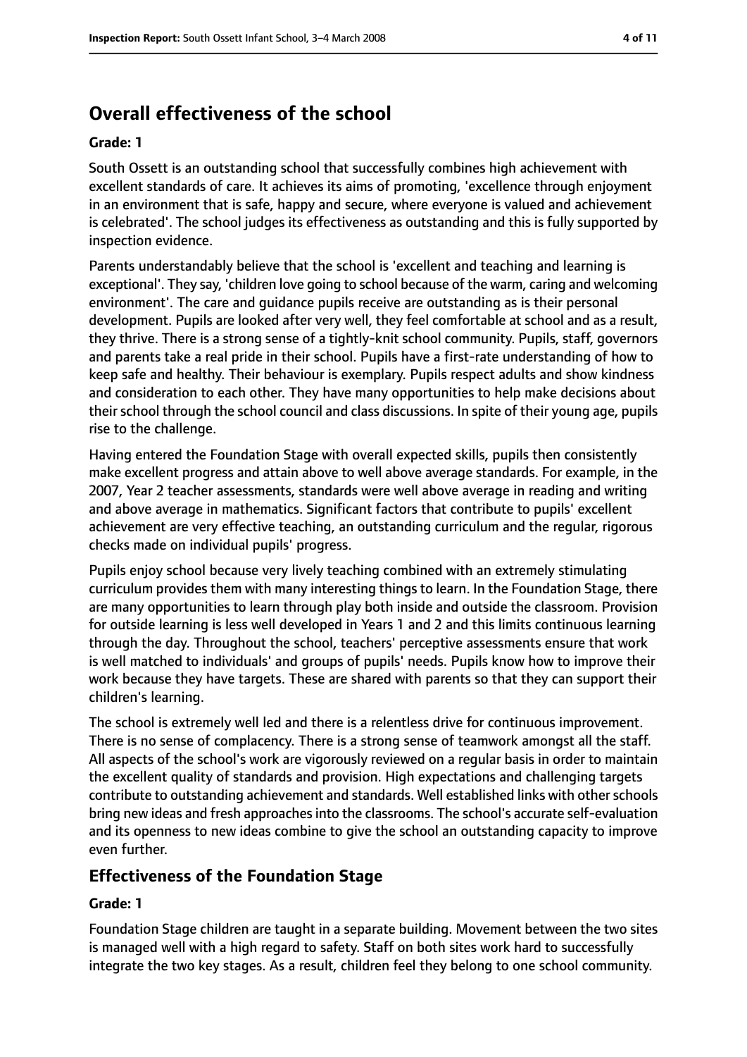## Overall effectiveness of the school

**Grade: 1**

South Ossett is an outstanding school that successfully combines high achievement with excellent standards of care. It achieves its aims of promoting, 'excellence through enjoyment in an environment that is safe, happy and secure, where everyone is valued and achievement is celebrated'. The school judges its effectiveness as outstanding and this is fully supported by inspection evidence.

Parents understandably believe that the school is 'excellent and teaching and learning is exceptional'. They say, 'children love going to school because of the warm, caring and welcoming environment'. The care and guidance pupils receive are outstanding as is their personal development. Pupils are looked after very well, they feel comfortable at school and as a result, they thrive. There is a strong sense of a tightly-knit school community. Pupils, staff, governors and parents take a real pride in their school. Pupils have a first-rate understanding of how to keep safe and healthy. Their behaviour is exemplary. Pupils respect adults and show kindness and consideration to each other. They have many opportunities to help make decisions about their school through the school council and class discussions. In spite of their young age, pupils rise to the challenge.

Having entered the Foundation Stage with overall expected skills, pupils then consistently make excellent progress and attain above to well above average standards. For example, in the 2007, Year 2 teacher assessments, standards were well above average in reading and writing and above average in mathematics. Significant factors that contribute to pupils' excellent achievement are very effective teaching, an outstanding curriculum and the regular, rigorous checks made on individual pupils' progress.

Pupils enjoy school because very lively teaching combined with an extremely stimulating curriculum provides them with many interesting things to learn. In the Foundation Stage, there are many opportunities to learn through play both inside and outside the classroom. Provision for outside learning is less well developed in Years 1 and 2 and this limits continuous learning through the day. Throughout the school, teachers' perceptive assessments ensure that work is well matched to individuals' and groups of pupils' needs. Pupils know how to improve their work because they have targets. These are shared with parents so that they can support their children's learning.

The school is extremely well led and there is a relentless drive for continuous improvement. There is no sense of complacency. There is a strong sense of teamwork amongst all the staff. All aspects of the school's work are vigorously reviewed on a regular basis in order to maintain the excellent quality of standards and provision. High expectations and challenging targets contribute to outstanding achievement and standards. Well established links with other schools bring new ideas and fresh approaches into the classrooms. The school's accurate self-evaluation and its openness to new ideas combine to give the school an outstanding capacity to improve even further.

### Effectiveness of the Foundation Stage

**Grade: 1**

Foundation Stage children are taught in a separate building. Movement between the two sites is managed well with a high regard to safety. Staff on both sites work hard to successfully integrate the two key stages. As a result, children feel they belong to one school community.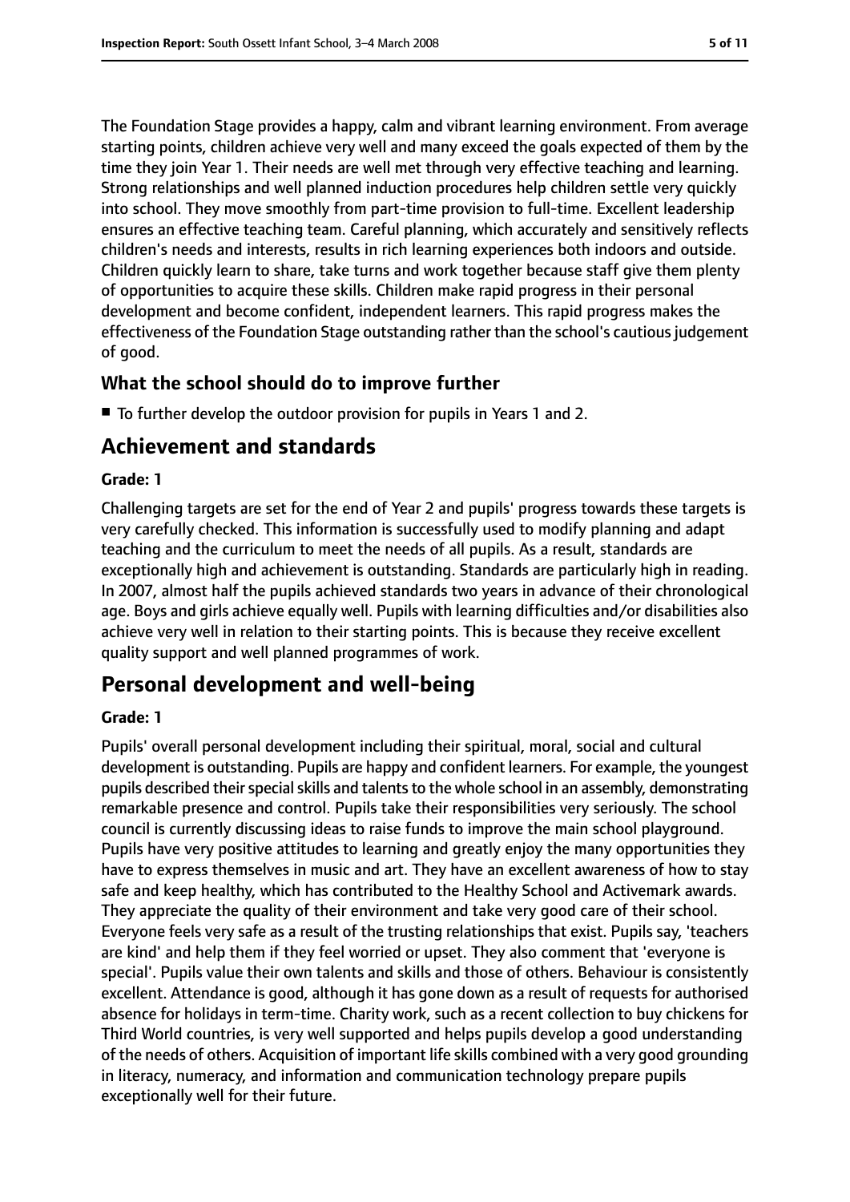The Foundation Stage provides a happy, calm and vibrant learning environment. From average starting points, children achieve very well and many exceed the goals expected of them by the time they join Year 1. Their needs are well met through very effective teaching and learning. Strong relationships and well planned induction procedures help children settle very quickly into school. They move smoothly from part-time provision to full-time. Excellent leadership ensures an effective teaching team. Careful planning, which accurately and sensitively reflects children's needs and interests, results in rich learning experiences both indoors and outside. Children quickly learn to share, take turns and work together because staff give them plenty of opportunities to acquire these skills. Children make rapid progress in their personal development and become confident, independent learners. This rapid progress makes the effectiveness of the Foundation Stage outstanding rather than the school's cautious judgement of good.

### What the school should do to improve further

- To further develop the outdoor provision for pupils in Years 1 and 2.

## Achievement and standards

#### Grade: 1

Challenging targets are set for the end of Year 2 and pupils' progress towards these targets is very carefully checked. This information is successfully used to modify planning and adapt teaching and the curriculum to meet the needs of all pupils. As a result, standards are exceptionally high and achievement is outstanding. Standards are particularly high in reading. In 2007, almost half the pupils achieved standards two years in advance of their chronological age. Boys and girls achieve equally well. Pupils with learning difficulties and/or disabilities also achieve very well in relation to their starting points. This is because they receive excellent quality support and well planned programmes of work.

## Personal development and well-being

#### Grade: 1

Pupils' overall personal development including their spiritual, moral, social and cultural development is outstanding. Pupils are happy and confident learners. For example, the youngest pupils described their special skills and talents to the whole school in an assembly, demonstrating remarkable presence and control. Pupils take their responsibilities very seriously. The school council is currently discussing ideas to raise funds to improve the main school playground. Pupils have very positive attitudes to learning and greatly enjoy the many opportunities they have to express themselves in music and art. They have an excellent awareness of how to stay safe and keep healthy, which has contributed to the Healthy School and Activemark awards. They appreciate the quality of their environment and take very good care of their school. Everyone feels very safe as a result of the trusting relationships that exist. Pupils say, 'teachers are kind' and help them if they feel worried or upset. They also comment that 'everyone is special'. Pupils value their own talents and skills and those of others. Behaviour is consistently excellent. Attendance is good, although it has gone down as a result of requests for authorised absence for holidays in term-time. Charity work, such as a recent collection to buy chickens for Third World countries, is very well supported and helps pupils develop a good understanding of the needs of others. Acquisition of important life skills combined with a very good grounding in literacy, numeracy, and information and communication technology prepare pupils exceptionally well for their future.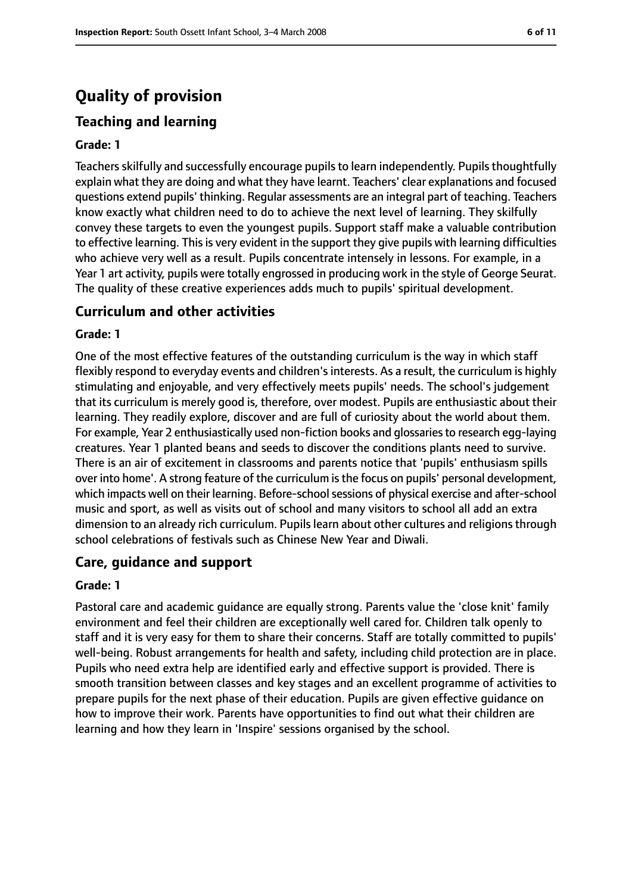# Quality of provision

## Teaching and learning

**Grade: 1**

Teachers skilfully and successfully encourage pupils to learn independently. Pupils thoughtfully explain what they are doing and what they have learnt. Teachers' clear explanations and focused questions extend pupils' thinking. Regular assessments are an integral part of teaching. Teachers know exactly what children need to do to achieve the next level of learning. They skilfully convey these targets to even the youngest pupils. Support staff make a valuable contribution to effective learning. This is very evident in the support they give pupils with learning difficulties who achieve very well as a result. Pupils concentrate intensely in lessons. For example, in a Year 1 art activity, pupils were totally engrossed in producing work in the style of George Seurat. The quality of these creative experiences adds much to pupils' spiritual development.

## Curriculum and other activities

**Grade: 1**

One of the most effective features of the outstanding curriculum is the way in which staff flexibly respond to everyday events and children's interests. As a result, the curriculum is highly stimulating and enjoyable, and very effectively meets pupils' needs. The school's judgement that its curriculum is merely good is, therefore, over modest. Pupils are enthusiastic about their learning. They readily explore, discover and are full of curiosity about the world about them. For example, Year 2 enthusiastically used non-fiction books and glossaries to research egg-laying creatures. Year 1 planted beans and seeds to discover the conditions plants need to survive. There is an air of excitement in classrooms and parents notice that 'pupils' enthusiasm spills over into home'. A strong feature of the curriculum is the focus on pupils' personal development, which impacts well on their learning. Before-school sessions of physical exercise and after-school music and sport, as well as visits out of school and many visitors to school all add an extra dimension to an already rich curriculum. Pupils learn about other cultures and religions through school celebrations of festivals such as Chinese New Year and Diwali.

## Care, guidance and support

**Grade: 1**

Pastoral care and academic guidance are equally strong. Parents value the 'close knit' family environment and feel their children are exceptionally well cared for. Children talk openly to staff and it is very easy for them to share their concerns. Staff are totally committed to pupils' well-being. Robust arrangements for health and safety, including child protection are in place. Pupils who need extra help are identified early and effective support is provided. There is smooth transition between classes and key stages and an excellent programme of activities to prepare pupils for the next phase of their education. Pupils are given effective guidance on how to improve their work. Parents have opportunities to find out what their children are learning and how they learn in 'Inspire' sessions organised by the school.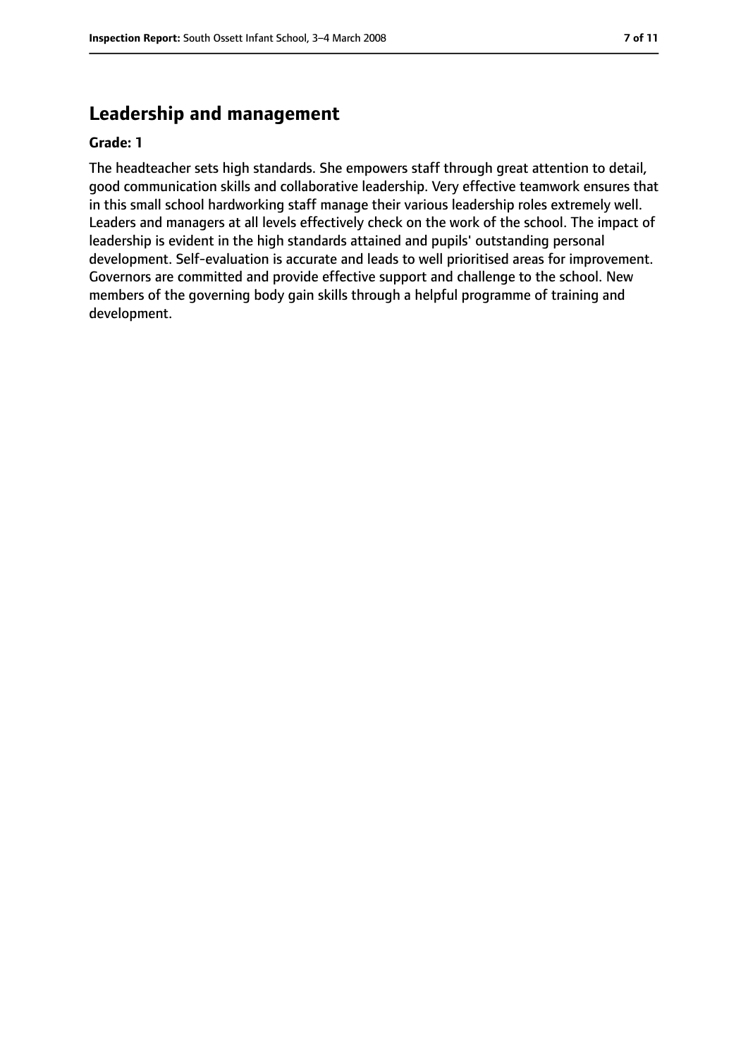## Leadership and management

**Grade: 1**

The headteacher sets high standards. She empowers staff through great attention to detail, good communication skills and collaborative leadership. Very effective teamwork ensures that in this small school hardworking staff manage their various leadership roles extremely well. Leaders and managers at all levels effectively check on the work of the school. The impact of leadership is evident in the high standards attained and pupils' outstanding personal development. Self-evaluation is accurate and leads to well prioritised areas for improvement. Governors are committed and provide effective support and challenge to the school. New members of the governing body gain skills through a helpful programme of training and development.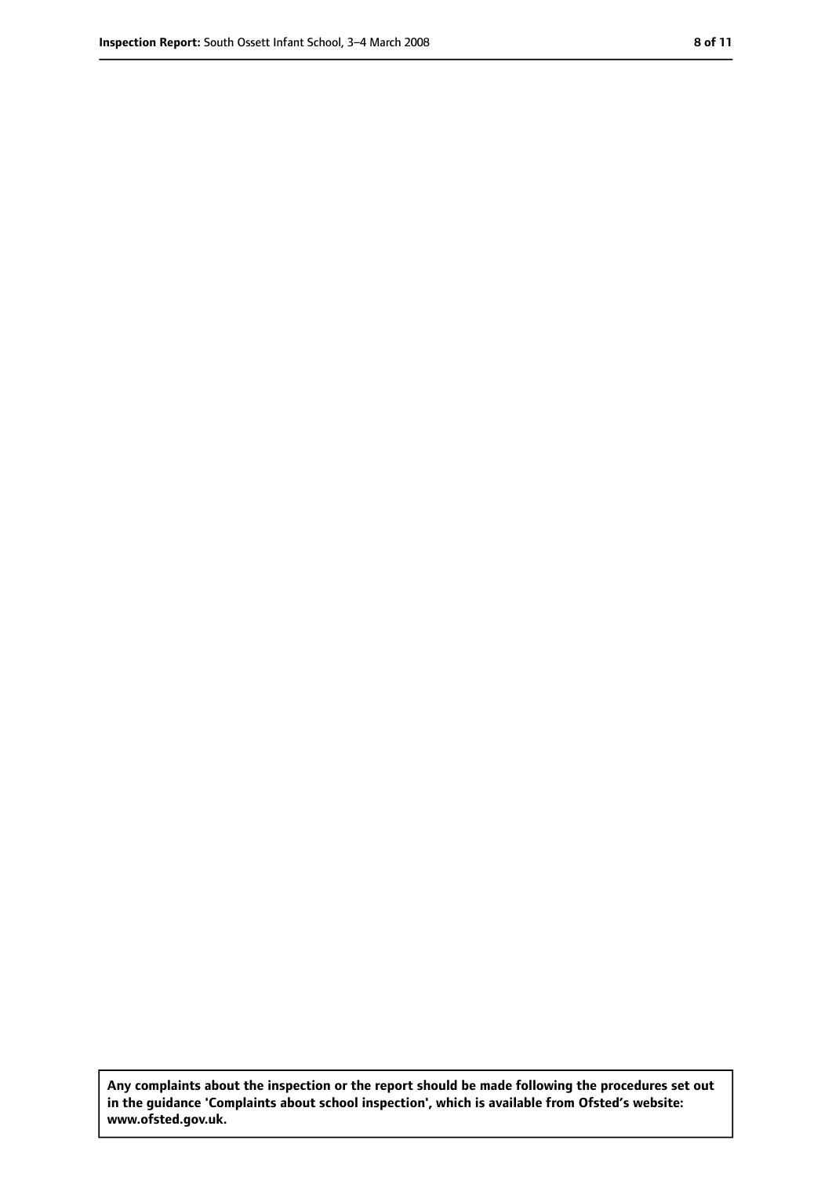**Any complaints about the inspection or the report should be made following the procedures set out in the guidance 'Complaints about school inspection', which is available from Ofsted's website: www.ofsted.gov.uk.**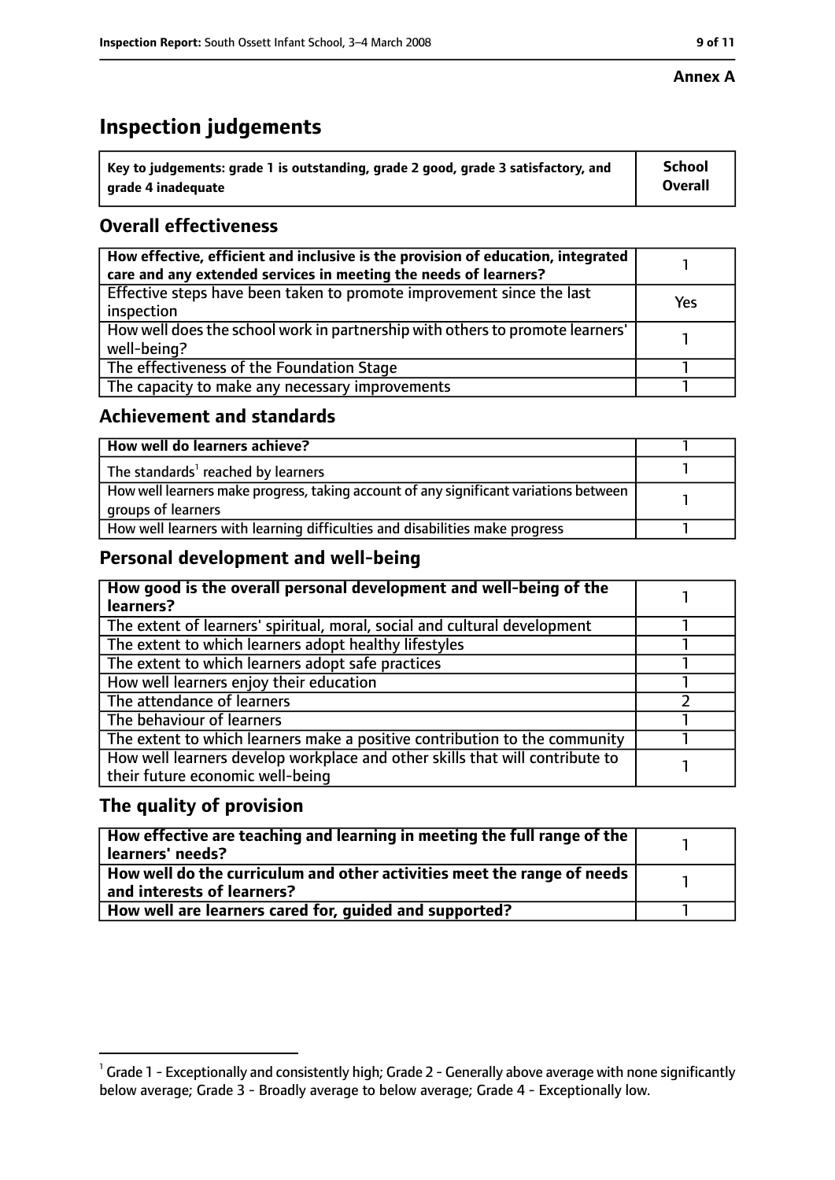Annex A

# Inspection judgements

| Key to judgements: grade 1 is outstanding, grade 2 good, grade 3 satisfactory, and grade 4 inadequate | School Overall |
| --- | --- |

## Overall effectiveness

| | |
| --- | --- |
| How effective, efficient and inclusive is the provision of education, integrated care and any extended services in meeting the needs of learners? | 1 |
| Effective steps have been taken to promote improvement since the last inspection | Yes |
| How well does the school work in partnership with others to promote learners' well-being? | 1 |
| The effectiveness of the Foundation Stage | 1 |
| The capacity to make any necessary improvements | 1 |

## Achievement and standards

| | |
| --- | --- |
| How well do learners achieve? | 1 |
| The standards[1] reached by learners | 1 |
| How well learners make progress, taking account of any significant variations between groups of learners | 1 |
| How well learners with learning difficulties and disabilities make progress | 1 |

## Personal development and well-being

| | |
| --- | --- |
| How good is the overall personal development and well-being of the learners? | 1 |
| The extent of learners' spiritual, moral, social and cultural development | 1 |
| The extent to which learners adopt healthy lifestyles | 1 |
| The extent to which learners adopt safe practices | 1 |
| How well learners enjoy their education | 1 |
| The attendance of learners | 2 |
| The behaviour of learners | 1 |
| The extent to which learners make a positive contribution to the community | 1 |
| How well learners develop workplace and other skills that will contribute to their future economic well-being | 1 |

## The quality of provision

| | |
| --- | --- |
| How effective are teaching and learning in meeting the full range of the learners' needs? | 1 |
| How well do the curriculum and other activities meet the range of needs and interests of learners? | 1 |
| How well are learners cared for, guided and supported? | 1 |

[1] Grade 1 - Exceptionally and consistently high; Grade 2 - Generally above average with none significantly below average; Grade 3 - Broadly average to below average; Grade 4 - Exceptionally low.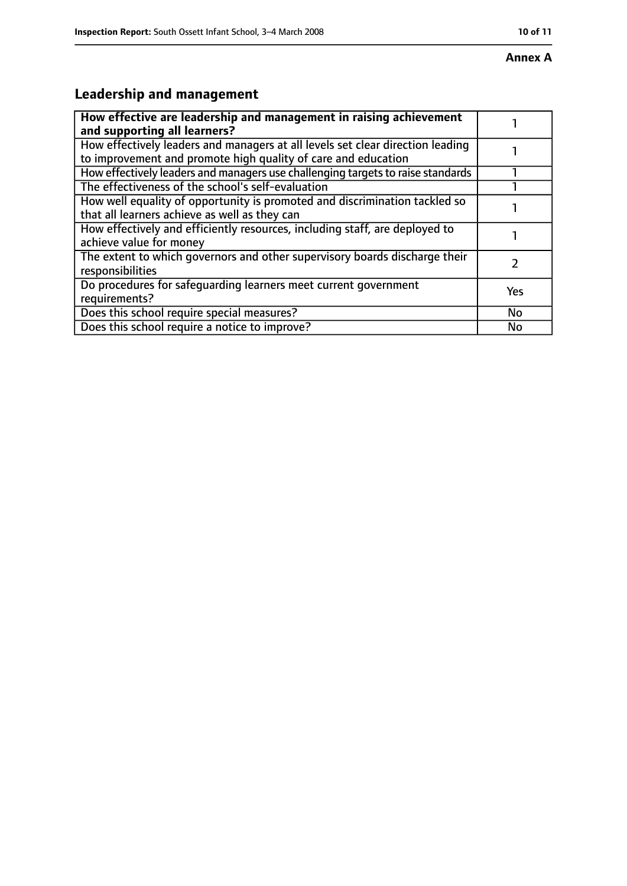**Annex A**

## Leadership and management

| **How effective are leadership and management in raising achievement and supporting all learners?** | 1 |
|---|---|
| How effectively leaders and managers at all levels set clear direction leading to improvement and promote high quality of care and education | 1 |
| How effectively leaders and managers use challenging targets to raise standards | 1 |
| The effectiveness of the school's self-evaluation | 1 |
| How well equality of opportunity is promoted and discrimination tackled so that all learners achieve as well as they can | 1 |
| How effectively and efficiently resources, including staff, are deployed to achieve value for money | 1 |
| The extent to which governors and other supervisory boards discharge their responsibilities | 2 |
| Do procedures for safeguarding learners meet current government requirements? | Yes |
| Does this school require special measures? | No |
| Does this school require a notice to improve? | No |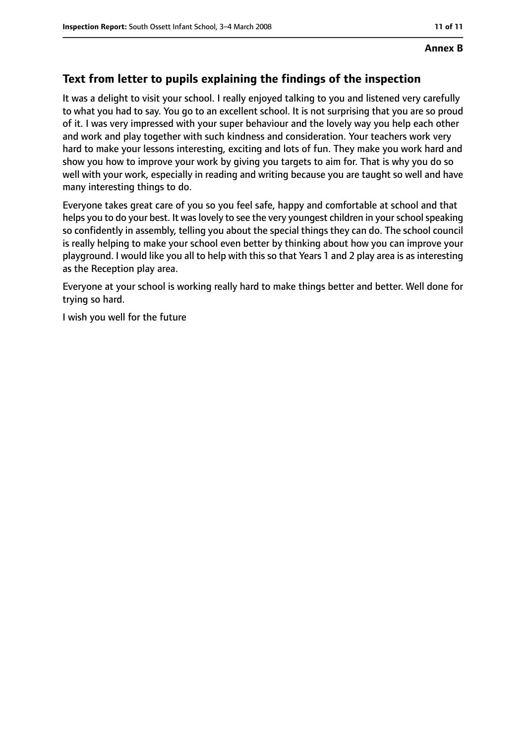**Annex B**

## Text from letter to pupils explaining the findings of the inspection

It was a delight to visit your school. I really enjoyed talking to you and listened very carefully to what you had to say. You go to an excellent school. It is not surprising that you are so proud of it. I was very impressed with your super behaviour and the lovely way you help each other and work and play together with such kindness and consideration. Your teachers work very hard to make your lessons interesting, exciting and lots of fun. They make you work hard and show you how to improve your work by giving you targets to aim for. That is why you do so well with your work, especially in reading and writing because you are taught so well and have many interesting things to do.

Everyone takes great care of you so you feel safe, happy and comfortable at school and that helps you to do your best. It was lovely to see the very youngest children in your school speaking so confidently in assembly, telling you about the special things they can do. The school council is really helping to make your school even better by thinking about how you can improve your playground. I would like you all to help with this so that Years 1 and 2 play area is as interesting as the Reception play area.

Everyone at your school is working really hard to make things better and better. Well done for trying so hard.

I wish you well for the future